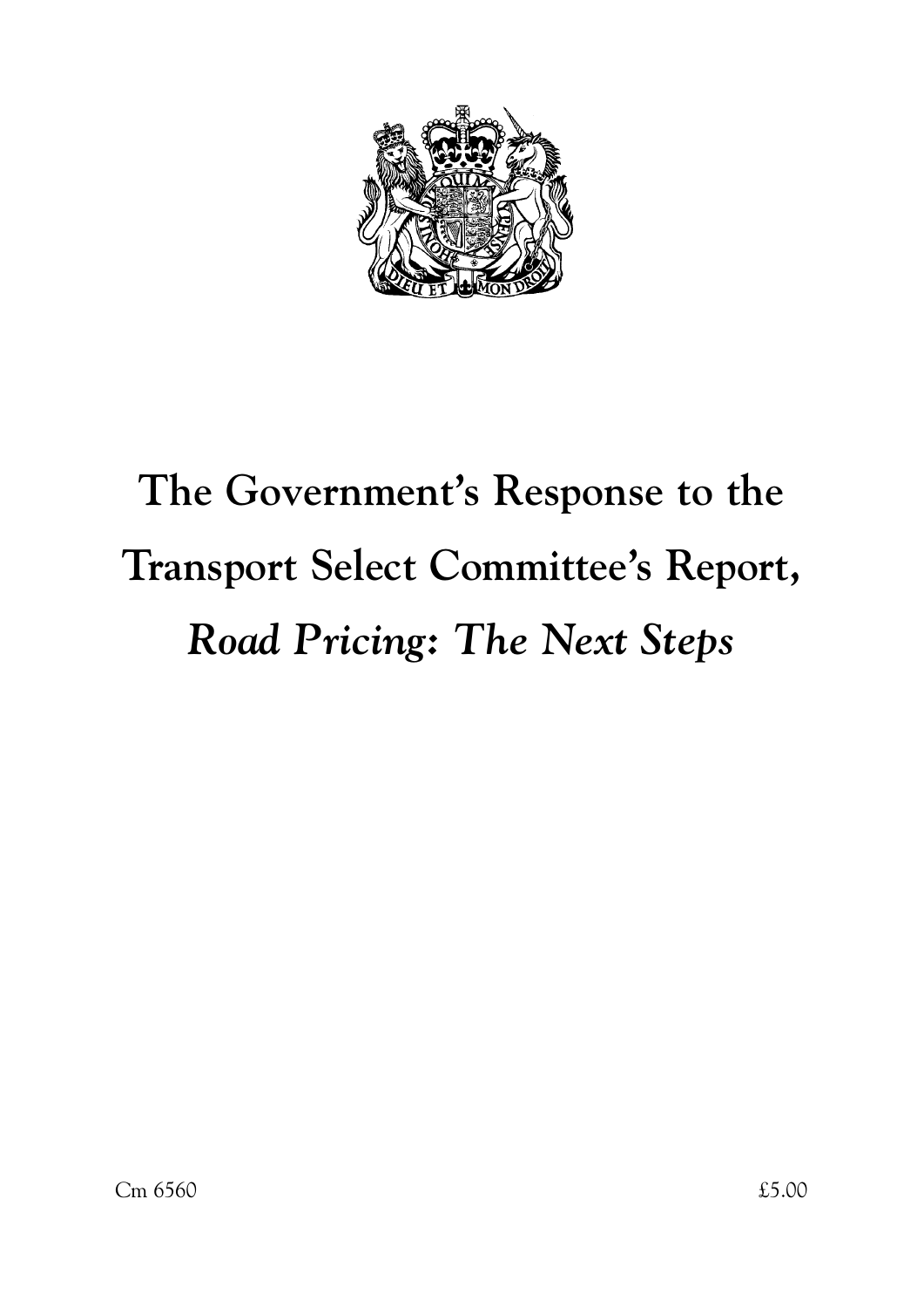# The Government's Response to the Transport Select Committee's Report, *Road Pricing: The Next Steps*

Cm 6560

£5.00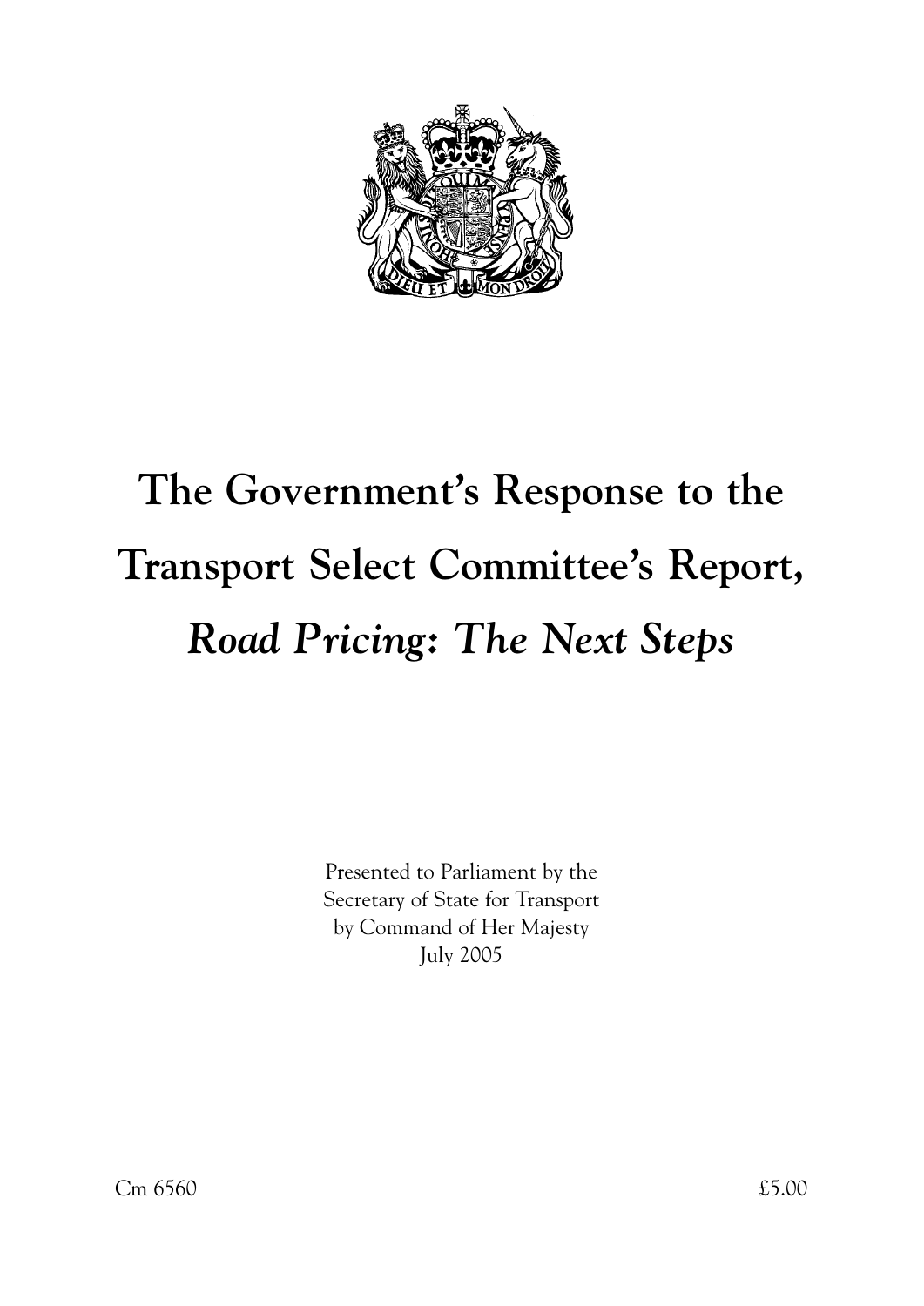# The Government's Response to the Transport Select Committee's Report, *Road Pricing: The Next Steps*

Presented to Parliament by the
Secretary of State for Transport
by Command of Her Majesty
July 2005

Cm 6560 £5.00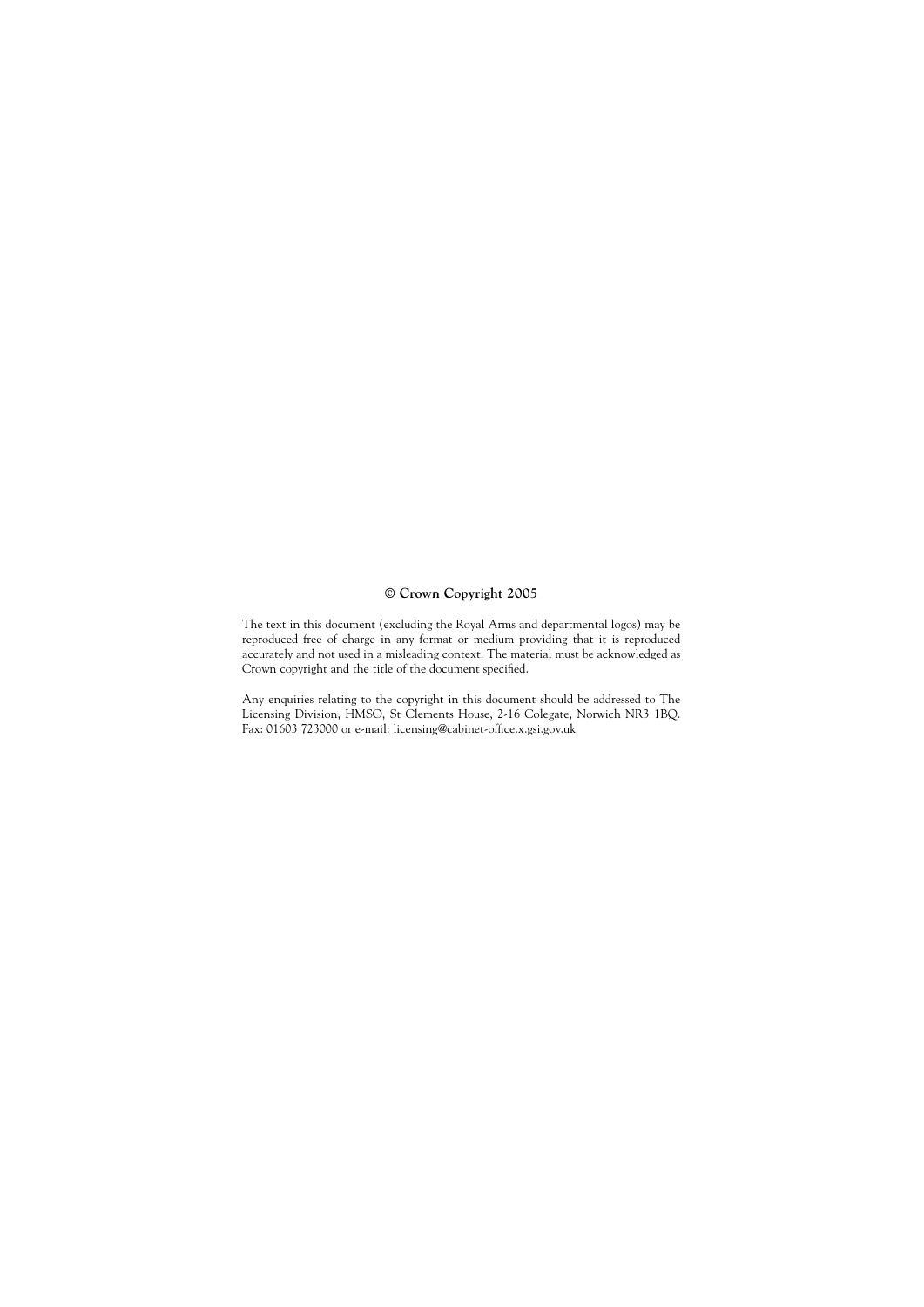**© Crown Copyright 2005**

The text in this document (excluding the Royal Arms and departmental logos) may be reproduced free of charge in any format or medium providing that it is reproduced accurately and not used in a misleading context. The material must be acknowledged as Crown copyright and the title of the document specified.

Any enquiries relating to the copyright in this document should be addressed to The Licensing Division, HMSO, St Clements House, 2-16 Colegate, Norwich NR3 1BQ. Fax: 01603 723000 or e-mail: licensing@cabinet-office.x.gsi.gov.uk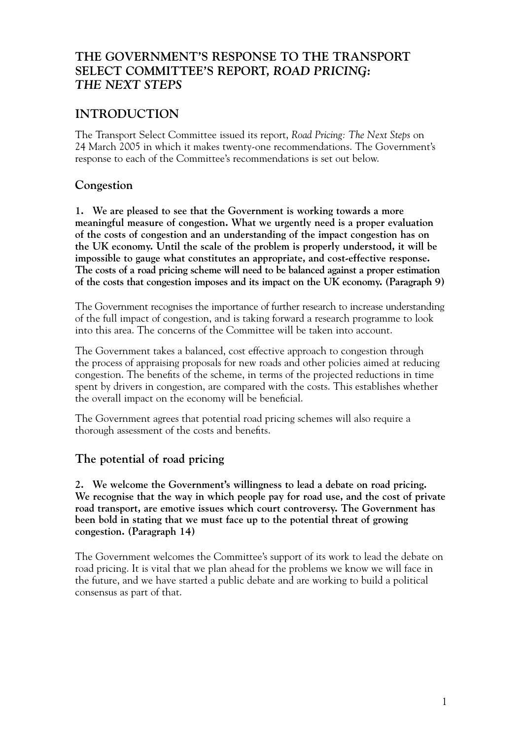# THE GOVERNMENT'S RESPONSE TO THE TRANSPORT SELECT COMMITTEE'S REPORT, *ROAD PRICING: THE NEXT STEPS*

## INTRODUCTION

The Transport Select Committee issued its report, *Road Pricing: The Next Steps* on 24 March 2005 in which it makes twenty-one recommendations. The Government's response to each of the Committee's recommendations is set out below.

### Congestion

**1. We are pleased to see that the Government is working towards a more meaningful measure of congestion. What we urgently need is a proper evaluation of the costs of congestion and an understanding of the impact congestion has on the UK economy. Until the scale of the problem is properly understood, it will be impossible to gauge what constitutes an appropriate, and cost-effective response. The costs of a road pricing scheme will need to be balanced against a proper estimation of the costs that congestion imposes and its impact on the UK economy. (Paragraph 9)**

The Government recognises the importance of further research to increase understanding of the full impact of congestion, and is taking forward a research programme to look into this area. The concerns of the Committee will be taken into account.

The Government takes a balanced, cost effective approach to congestion through the process of appraising proposals for new roads and other policies aimed at reducing congestion. The benefits of the scheme, in terms of the projected reductions in time spent by drivers in congestion, are compared with the costs. This establishes whether the overall impact on the economy will be beneficial.

The Government agrees that potential road pricing schemes will also require a thorough assessment of the costs and benefits.

### The potential of road pricing

**2. We welcome the Government's willingness to lead a debate on road pricing. We recognise that the way in which people pay for road use, and the cost of private road transport, are emotive issues which court controversy. The Government has been bold in stating that we must face up to the potential threat of growing congestion. (Paragraph 14)**

The Government welcomes the Committee's support of its work to lead the debate on road pricing. It is vital that we plan ahead for the problems we know we will face in the future, and we have started a public debate and are working to build a political consensus as part of that.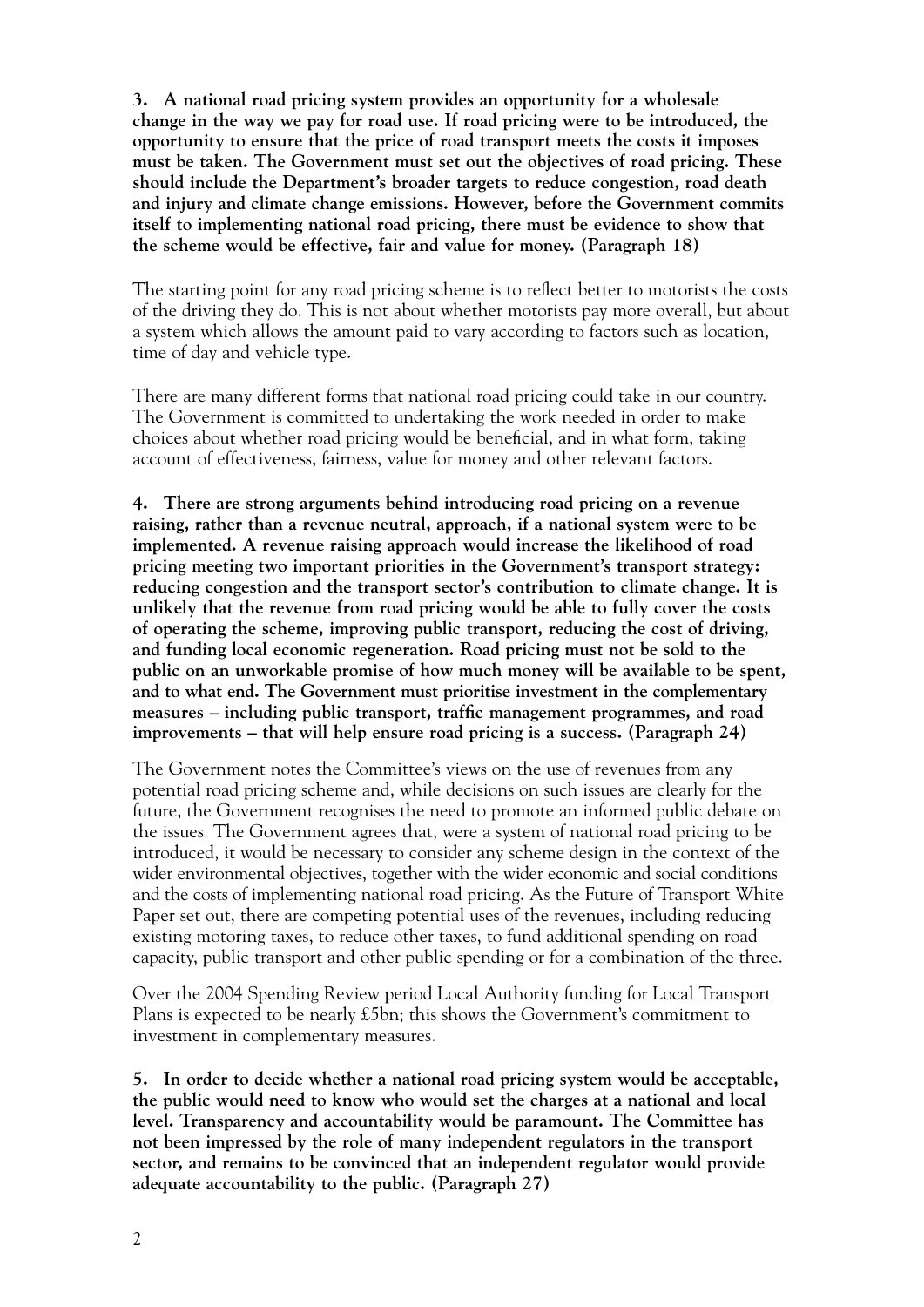**3. A national road pricing system provides an opportunity for a wholesale change in the way we pay for road use. If road pricing were to be introduced, the opportunity to ensure that the price of road transport meets the costs it imposes must be taken. The Government must set out the objectives of road pricing. These should include the Department's broader targets to reduce congestion, road death and injury and climate change emissions. However, before the Government commits itself to implementing national road pricing, there must be evidence to show that the scheme would be effective, fair and value for money. (Paragraph 18)**

The starting point for any road pricing scheme is to reflect better to motorists the costs of the driving they do. This is not about whether motorists pay more overall, but about a system which allows the amount paid to vary according to factors such as location, time of day and vehicle type.

There are many different forms that national road pricing could take in our country. The Government is committed to undertaking the work needed in order to make choices about whether road pricing would be beneficial, and in what form, taking account of effectiveness, fairness, value for money and other relevant factors.

**4. There are strong arguments behind introducing road pricing on a revenue raising, rather than a revenue neutral, approach, if a national system were to be implemented. A revenue raising approach would increase the likelihood of road pricing meeting two important priorities in the Government's transport strategy: reducing congestion and the transport sector's contribution to climate change. It is unlikely that the revenue from road pricing would be able to fully cover the costs of operating the scheme, improving public transport, reducing the cost of driving, and funding local economic regeneration. Road pricing must not be sold to the public on an unworkable promise of how much money will be available to be spent, and to what end. The Government must prioritise investment in the complementary measures – including public transport, traffic management programmes, and road improvements – that will help ensure road pricing is a success. (Paragraph 24)**

The Government notes the Committee's views on the use of revenues from any potential road pricing scheme and, while decisions on such issues are clearly for the future, the Government recognises the need to promote an informed public debate on the issues. The Government agrees that, were a system of national road pricing to be introduced, it would be necessary to consider any scheme design in the context of the wider environmental objectives, together with the wider economic and social conditions and the costs of implementing national road pricing. As the Future of Transport White Paper set out, there are competing potential uses of the revenues, including reducing existing motoring taxes, to reduce other taxes, to fund additional spending on road capacity, public transport and other public spending or for a combination of the three.

Over the 2004 Spending Review period Local Authority funding for Local Transport Plans is expected to be nearly £5bn; this shows the Government's commitment to investment in complementary measures.

**5. In order to decide whether a national road pricing system would be acceptable, the public would need to know who would set the charges at a national and local level. Transparency and accountability would be paramount. The Committee has not been impressed by the role of many independent regulators in the transport sector, and remains to be convinced that an independent regulator would provide adequate accountability to the public. (Paragraph 27)**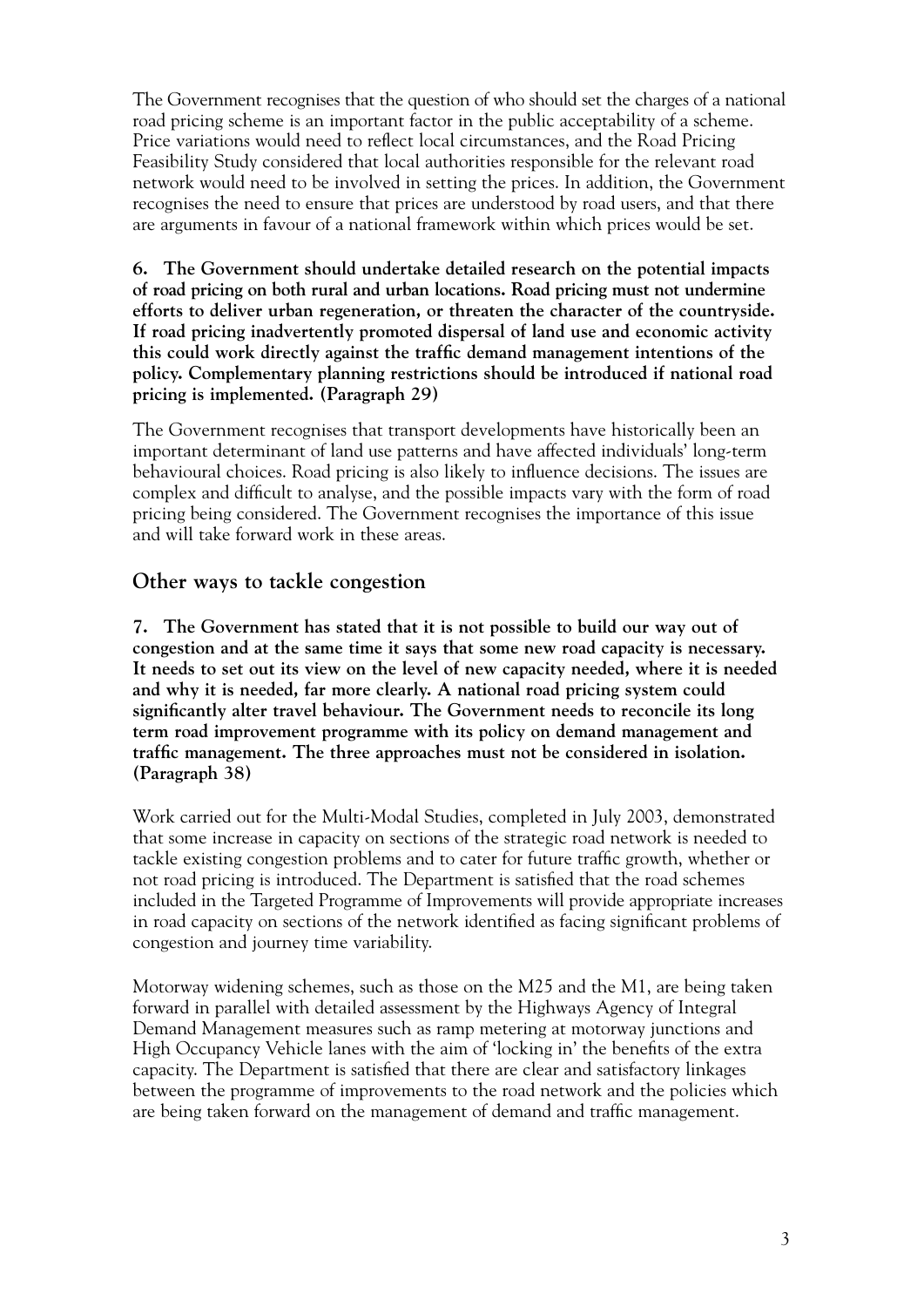The Government recognises that the question of who should set the charges of a national road pricing scheme is an important factor in the public acceptability of a scheme. Price variations would need to reflect local circumstances, and the Road Pricing Feasibility Study considered that local authorities responsible for the relevant road network would need to be involved in setting the prices. In addition, the Government recognises the need to ensure that prices are understood by road users, and that there are arguments in favour of a national framework within which prices would be set.

**6. The Government should undertake detailed research on the potential impacts of road pricing on both rural and urban locations. Road pricing must not undermine efforts to deliver urban regeneration, or threaten the character of the countryside. If road pricing inadvertently promoted dispersal of land use and economic activity this could work directly against the traffic demand management intentions of the policy. Complementary planning restrictions should be introduced if national road pricing is implemented. (Paragraph 29)**

The Government recognises that transport developments have historically been an important determinant of land use patterns and have affected individuals' long-term behavioural choices. Road pricing is also likely to influence decisions. The issues are complex and difficult to analyse, and the possible impacts vary with the form of road pricing being considered. The Government recognises the importance of this issue and will take forward work in these areas.

## Other ways to tackle congestion

**7. The Government has stated that it is not possible to build our way out of congestion and at the same time it says that some new road capacity is necessary. It needs to set out its view on the level of new capacity needed, where it is needed and why it is needed, far more clearly. A national road pricing system could significantly alter travel behaviour. The Government needs to reconcile its long term road improvement programme with its policy on demand management and traffic management. The three approaches must not be considered in isolation. (Paragraph 38)**

Work carried out for the Multi-Modal Studies, completed in July 2003, demonstrated that some increase in capacity on sections of the strategic road network is needed to tackle existing congestion problems and to cater for future traffic growth, whether or not road pricing is introduced. The Department is satisfied that the road schemes included in the Targeted Programme of Improvements will provide appropriate increases in road capacity on sections of the network identified as facing significant problems of congestion and journey time variability.

Motorway widening schemes, such as those on the M25 and the M1, are being taken forward in parallel with detailed assessment by the Highways Agency of Integral Demand Management measures such as ramp metering at motorway junctions and High Occupancy Vehicle lanes with the aim of 'locking in' the benefits of the extra capacity. The Department is satisfied that there are clear and satisfactory linkages between the programme of improvements to the road network and the policies which are being taken forward on the management of demand and traffic management.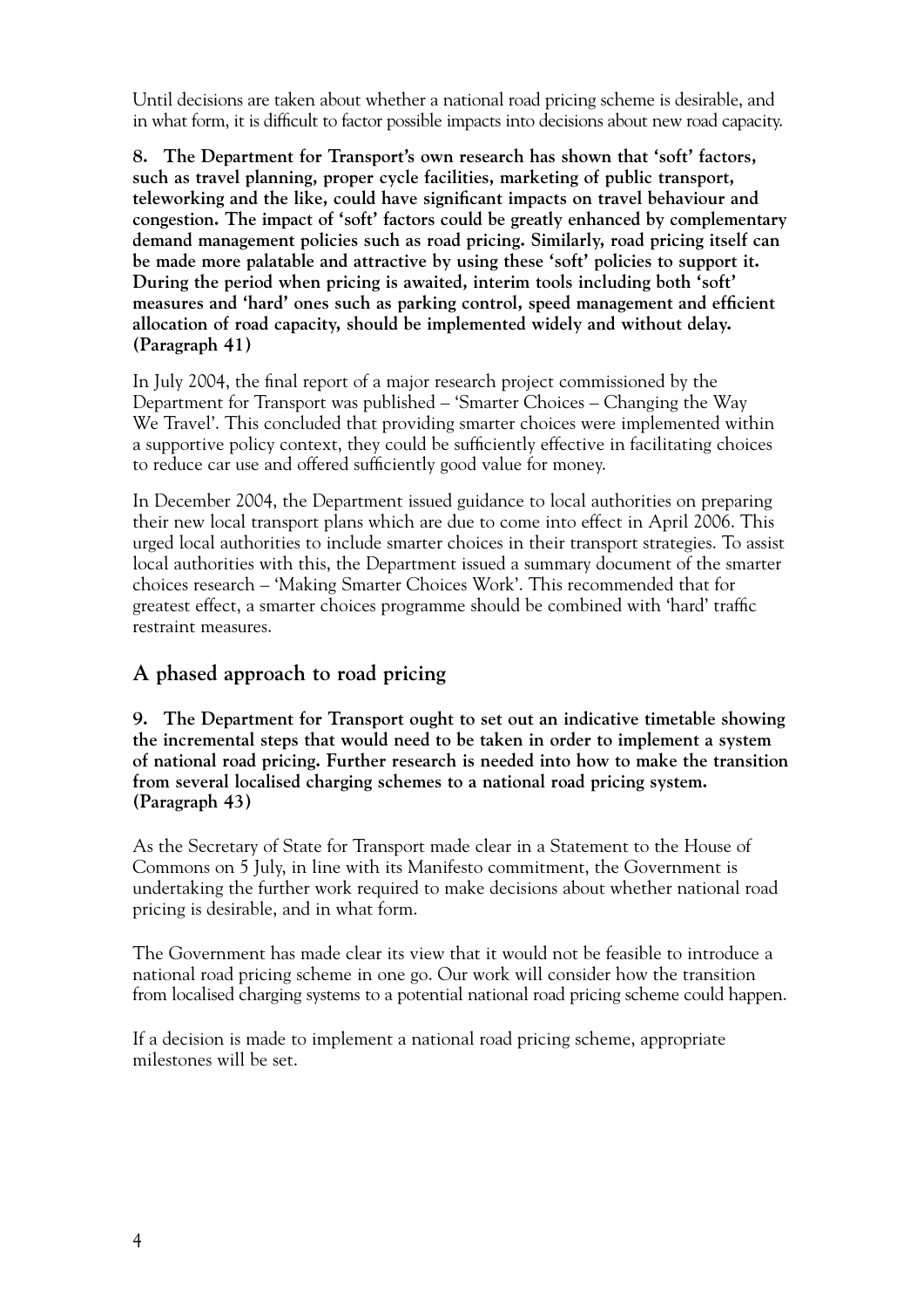Until decisions are taken about whether a national road pricing scheme is desirable, and in what form, it is difficult to factor possible impacts into decisions about new road capacity.

**8. The Department for Transport's own research has shown that 'soft' factors, such as travel planning, proper cycle facilities, marketing of public transport, teleworking and the like, could have significant impacts on travel behaviour and congestion. The impact of 'soft' factors could be greatly enhanced by complementary demand management policies such as road pricing. Similarly, road pricing itself can be made more palatable and attractive by using these 'soft' policies to support it. During the period when pricing is awaited, interim tools including both 'soft' measures and 'hard' ones such as parking control, speed management and efficient allocation of road capacity, should be implemented widely and without delay. (Paragraph 41)**

In July 2004, the final report of a major research project commissioned by the Department for Transport was published – 'Smarter Choices – Changing the Way We Travel'. This concluded that providing smarter choices were implemented within a supportive policy context, they could be sufficiently effective in facilitating choices to reduce car use and offered sufficiently good value for money.

In December 2004, the Department issued guidance to local authorities on preparing their new local transport plans which are due to come into effect in April 2006. This urged local authorities to include smarter choices in their transport strategies. To assist local authorities with this, the Department issued a summary document of the smarter choices research – 'Making Smarter Choices Work'. This recommended that for greatest effect, a smarter choices programme should be combined with 'hard' traffic restraint measures.

## A phased approach to road pricing

**9. The Department for Transport ought to set out an indicative timetable showing the incremental steps that would need to be taken in order to implement a system of national road pricing. Further research is needed into how to make the transition from several localised charging schemes to a national road pricing system. (Paragraph 43)**

As the Secretary of State for Transport made clear in a Statement to the House of Commons on 5 July, in line with its Manifesto commitment, the Government is undertaking the further work required to make decisions about whether national road pricing is desirable, and in what form.

The Government has made clear its view that it would not be feasible to introduce a national road pricing scheme in one go. Our work will consider how the transition from localised charging systems to a potential national road pricing scheme could happen.

If a decision is made to implement a national road pricing scheme, appropriate milestones will be set.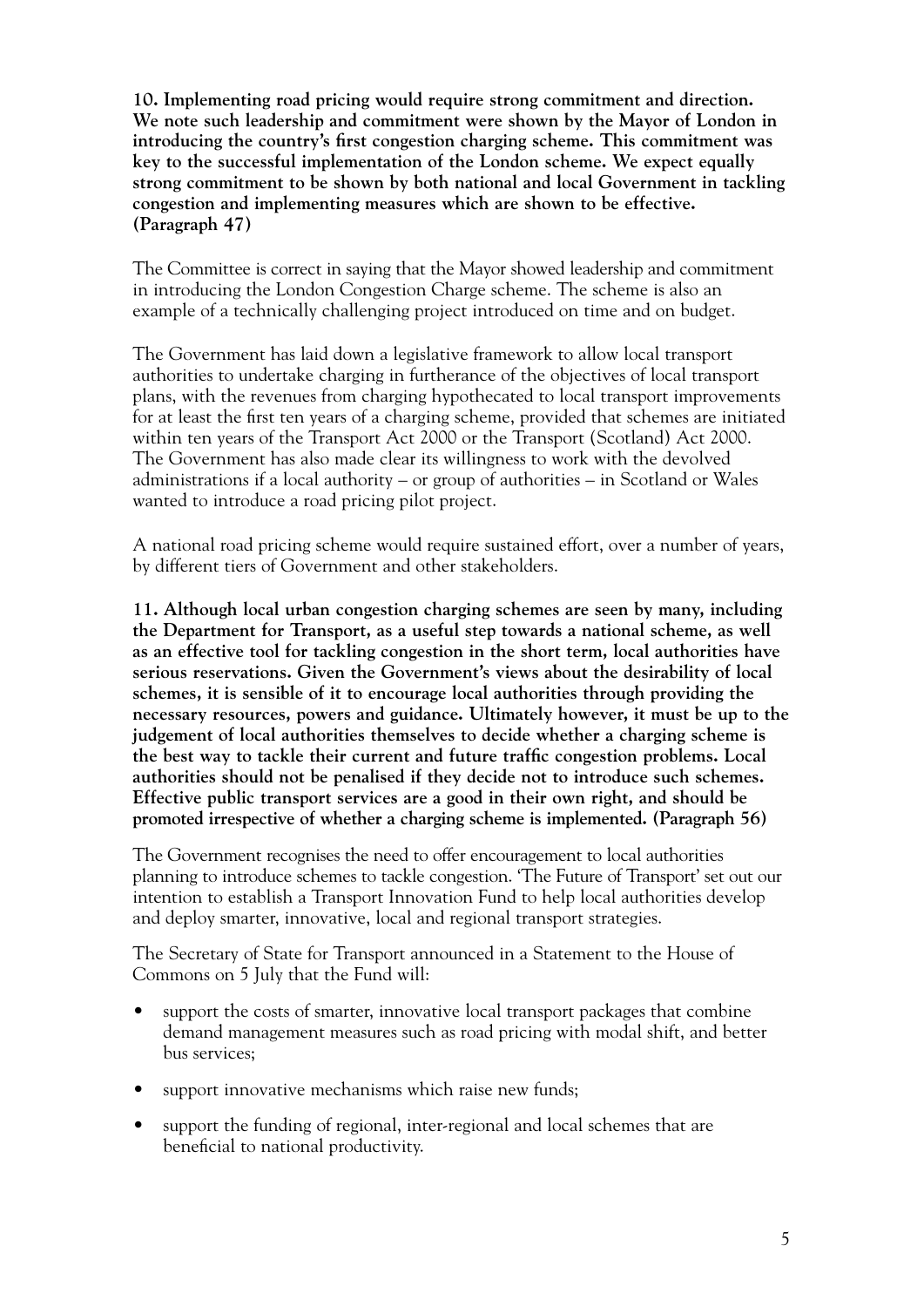**10. Implementing road pricing would require strong commitment and direction. We note such leadership and commitment were shown by the Mayor of London in introducing the country's first congestion charging scheme. This commitment was key to the successful implementation of the London scheme. We expect equally strong commitment to be shown by both national and local Government in tackling congestion and implementing measures which are shown to be effective. (Paragraph 47)**

The Committee is correct in saying that the Mayor showed leadership and commitment in introducing the London Congestion Charge scheme. The scheme is also an example of a technically challenging project introduced on time and on budget.

The Government has laid down a legislative framework to allow local transport authorities to undertake charging in furtherance of the objectives of local transport plans, with the revenues from charging hypothecated to local transport improvements for at least the first ten years of a charging scheme, provided that schemes are initiated within ten years of the Transport Act 2000 or the Transport (Scotland) Act 2000. The Government has also made clear its willingness to work with the devolved administrations if a local authority – or group of authorities – in Scotland or Wales wanted to introduce a road pricing pilot project.

A national road pricing scheme would require sustained effort, over a number of years, by different tiers of Government and other stakeholders.

**11. Although local urban congestion charging schemes are seen by many, including the Department for Transport, as a useful step towards a national scheme, as well as an effective tool for tackling congestion in the short term, local authorities have serious reservations. Given the Government's views about the desirability of local schemes, it is sensible of it to encourage local authorities through providing the necessary resources, powers and guidance. Ultimately however, it must be up to the judgement of local authorities themselves to decide whether a charging scheme is the best way to tackle their current and future traffic congestion problems. Local authorities should not be penalised if they decide not to introduce such schemes. Effective public transport services are a good in their own right, and should be promoted irrespective of whether a charging scheme is implemented. (Paragraph 56)**

The Government recognises the need to offer encouragement to local authorities planning to introduce schemes to tackle congestion. 'The Future of Transport' set out our intention to establish a Transport Innovation Fund to help local authorities develop and deploy smarter, innovative, local and regional transport strategies.

The Secretary of State for Transport announced in a Statement to the House of Commons on 5 July that the Fund will:

- support the costs of smarter, innovative local transport packages that combine demand management measures such as road pricing with modal shift, and better bus services;
- support innovative mechanisms which raise new funds;
- support the funding of regional, inter-regional and local schemes that are beneficial to national productivity.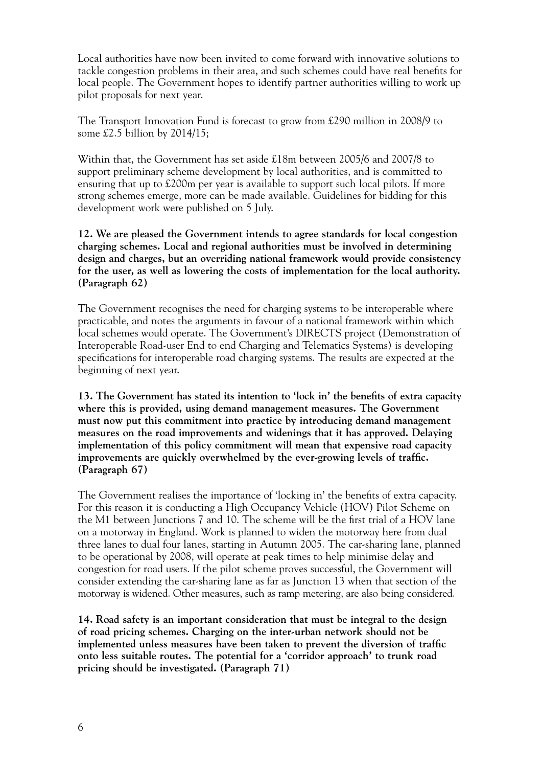Local authorities have now been invited to come forward with innovative solutions to tackle congestion problems in their area, and such schemes could have real benefits for local people. The Government hopes to identify partner authorities willing to work up pilot proposals for next year.

The Transport Innovation Fund is forecast to grow from £290 million in 2008/9 to some £2.5 billion by 2014/15;

Within that, the Government has set aside £18m between 2005/6 and 2007/8 to support preliminary scheme development by local authorities, and is committed to ensuring that up to £200m per year is available to support such local pilots. If more strong schemes emerge, more can be made available. Guidelines for bidding for this development work were published on 5 July.

**12. We are pleased the Government intends to agree standards for local congestion charging schemes. Local and regional authorities must be involved in determining design and charges, but an overriding national framework would provide consistency for the user, as well as lowering the costs of implementation for the local authority. (Paragraph 62)**

The Government recognises the need for charging systems to be interoperable where practicable, and notes the arguments in favour of a national framework within which local schemes would operate. The Government's DIRECTS project (Demonstration of Interoperable Road-user End to end Charging and Telematics Systems) is developing specifications for interoperable road charging systems. The results are expected at the beginning of next year.

**13. The Government has stated its intention to 'lock in' the benefits of extra capacity where this is provided, using demand management measures. The Government must now put this commitment into practice by introducing demand management measures on the road improvements and widenings that it has approved. Delaying implementation of this policy commitment will mean that expensive road capacity improvements are quickly overwhelmed by the ever-growing levels of traffic. (Paragraph 67)**

The Government realises the importance of 'locking in' the benefits of extra capacity. For this reason it is conducting a High Occupancy Vehicle (HOV) Pilot Scheme on the M1 between Junctions 7 and 10. The scheme will be the first trial of a HOV lane on a motorway in England. Work is planned to widen the motorway here from dual three lanes to dual four lanes, starting in Autumn 2005. The car-sharing lane, planned to be operational by 2008, will operate at peak times to help minimise delay and congestion for road users. If the pilot scheme proves successful, the Government will consider extending the car-sharing lane as far as Junction 13 when that section of the motorway is widened. Other measures, such as ramp metering, are also being considered.

**14. Road safety is an important consideration that must be integral to the design of road pricing schemes. Charging on the inter-urban network should not be implemented unless measures have been taken to prevent the diversion of traffic onto less suitable routes. The potential for a 'corridor approach' to trunk road pricing should be investigated. (Paragraph 71)**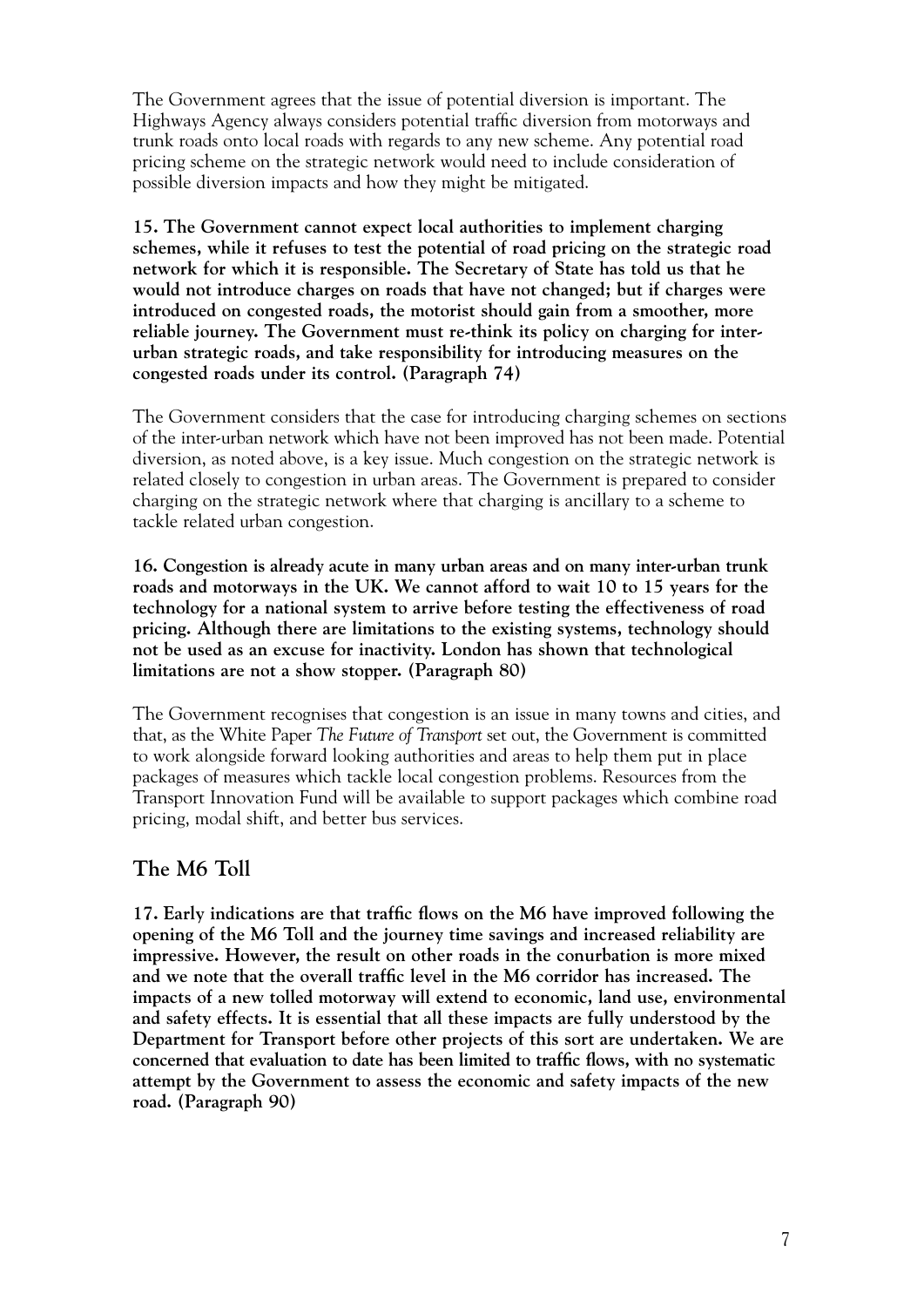The Government agrees that the issue of potential diversion is important. The Highways Agency always considers potential traffic diversion from motorways and trunk roads onto local roads with regards to any new scheme. Any potential road pricing scheme on the strategic network would need to include consideration of possible diversion impacts and how they might be mitigated.

**15. The Government cannot expect local authorities to implement charging schemes, while it refuses to test the potential of road pricing on the strategic road network for which it is responsible. The Secretary of State has told us that he would not introduce charges on roads that have not changed; but if charges were introduced on congested roads, the motorist should gain from a smoother, more reliable journey. The Government must re-think its policy on charging for inter-urban strategic roads, and take responsibility for introducing measures on the congested roads under its control. (Paragraph 74)**

The Government considers that the case for introducing charging schemes on sections of the inter-urban network which have not been improved has not been made. Potential diversion, as noted above, is a key issue. Much congestion on the strategic network is related closely to congestion in urban areas. The Government is prepared to consider charging on the strategic network where that charging is ancillary to a scheme to tackle related urban congestion.

**16. Congestion is already acute in many urban areas and on many inter-urban trunk roads and motorways in the UK. We cannot afford to wait 10 to 15 years for the technology for a national system to arrive before testing the effectiveness of road pricing. Although there are limitations to the existing systems, technology should not be used as an excuse for inactivity. London has shown that technological limitations are not a show stopper. (Paragraph 80)**

The Government recognises that congestion is an issue in many towns and cities, and that, as the White Paper *The Future of Transport* set out, the Government is committed to work alongside forward looking authorities and areas to help them put in place packages of measures which tackle local congestion problems. Resources from the Transport Innovation Fund will be available to support packages which combine road pricing, modal shift, and better bus services.

## The M6 Toll

**17. Early indications are that traffic flows on the M6 have improved following the opening of the M6 Toll and the journey time savings and increased reliability are impressive. However, the result on other roads in the conurbation is more mixed and we note that the overall traffic level in the M6 corridor has increased. The impacts of a new tolled motorway will extend to economic, land use, environmental and safety effects. It is essential that all these impacts are fully understood by the Department for Transport before other projects of this sort are undertaken. We are concerned that evaluation to date has been limited to traffic flows, with no systematic attempt by the Government to assess the economic and safety impacts of the new road. (Paragraph 90)**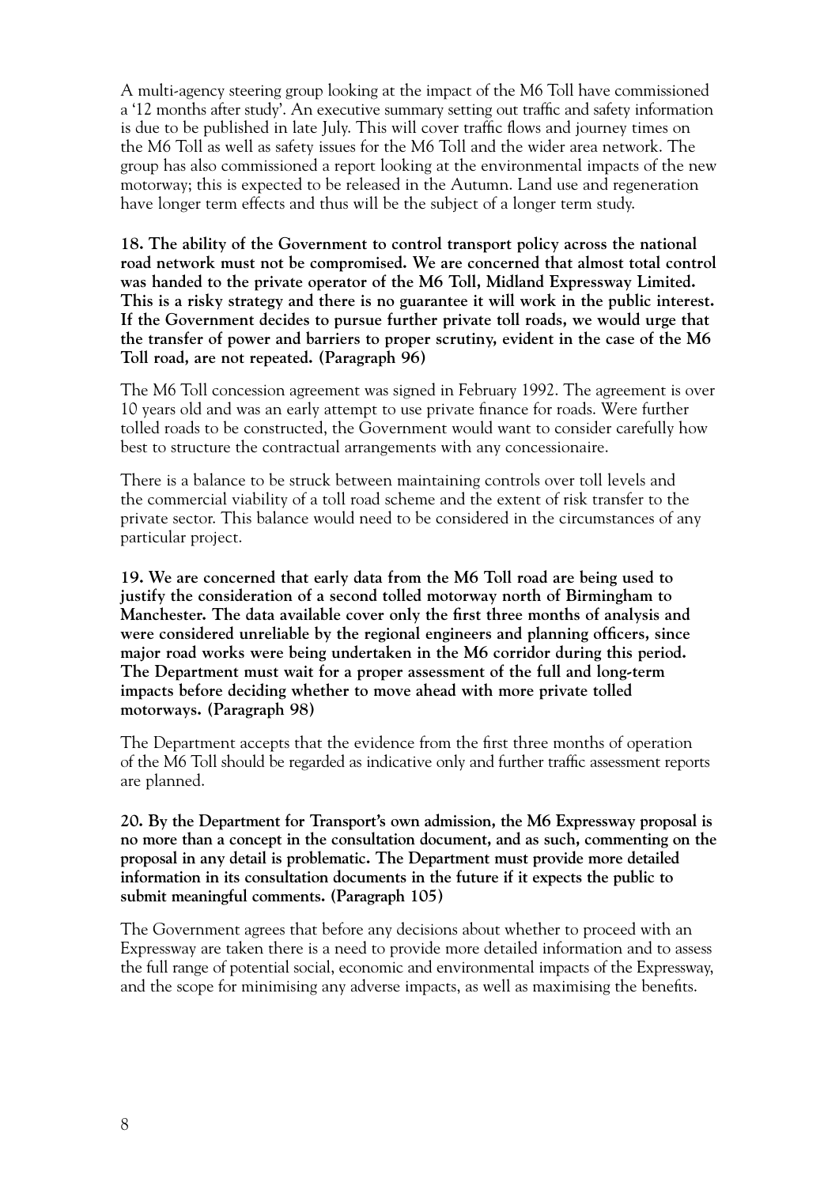A multi-agency steering group looking at the impact of the M6 Toll have commissioned a '12 months after study'. An executive summary setting out traffic and safety information is due to be published in late July. This will cover traffic flows and journey times on the M6 Toll as well as safety issues for the M6 Toll and the wider area network. The group has also commissioned a report looking at the environmental impacts of the new motorway; this is expected to be released in the Autumn. Land use and regeneration have longer term effects and thus will be the subject of a longer term study.

**18. The ability of the Government to control transport policy across the national road network must not be compromised. We are concerned that almost total control was handed to the private operator of the M6 Toll, Midland Expressway Limited. This is a risky strategy and there is no guarantee it will work in the public interest. If the Government decides to pursue further private toll roads, we would urge that the transfer of power and barriers to proper scrutiny, evident in the case of the M6 Toll road, are not repeated. (Paragraph 96)**

The M6 Toll concession agreement was signed in February 1992. The agreement is over 10 years old and was an early attempt to use private finance for roads. Were further tolled roads to be constructed, the Government would want to consider carefully how best to structure the contractual arrangements with any concessionaire.

There is a balance to be struck between maintaining controls over toll levels and the commercial viability of a toll road scheme and the extent of risk transfer to the private sector. This balance would need to be considered in the circumstances of any particular project.

**19. We are concerned that early data from the M6 Toll road are being used to justify the consideration of a second tolled motorway north of Birmingham to Manchester. The data available cover only the first three months of analysis and were considered unreliable by the regional engineers and planning officers, since major road works were being undertaken in the M6 corridor during this period. The Department must wait for a proper assessment of the full and long-term impacts before deciding whether to move ahead with more private tolled motorways. (Paragraph 98)**

The Department accepts that the evidence from the first three months of operation of the M6 Toll should be regarded as indicative only and further traffic assessment reports are planned.

**20. By the Department for Transport's own admission, the M6 Expressway proposal is no more than a concept in the consultation document, and as such, commenting on the proposal in any detail is problematic. The Department must provide more detailed information in its consultation documents in the future if it expects the public to submit meaningful comments. (Paragraph 105)**

The Government agrees that before any decisions about whether to proceed with an Expressway are taken there is a need to provide more detailed information and to assess the full range of potential social, economic and environmental impacts of the Expressway, and the scope for minimising any adverse impacts, as well as maximising the benefits.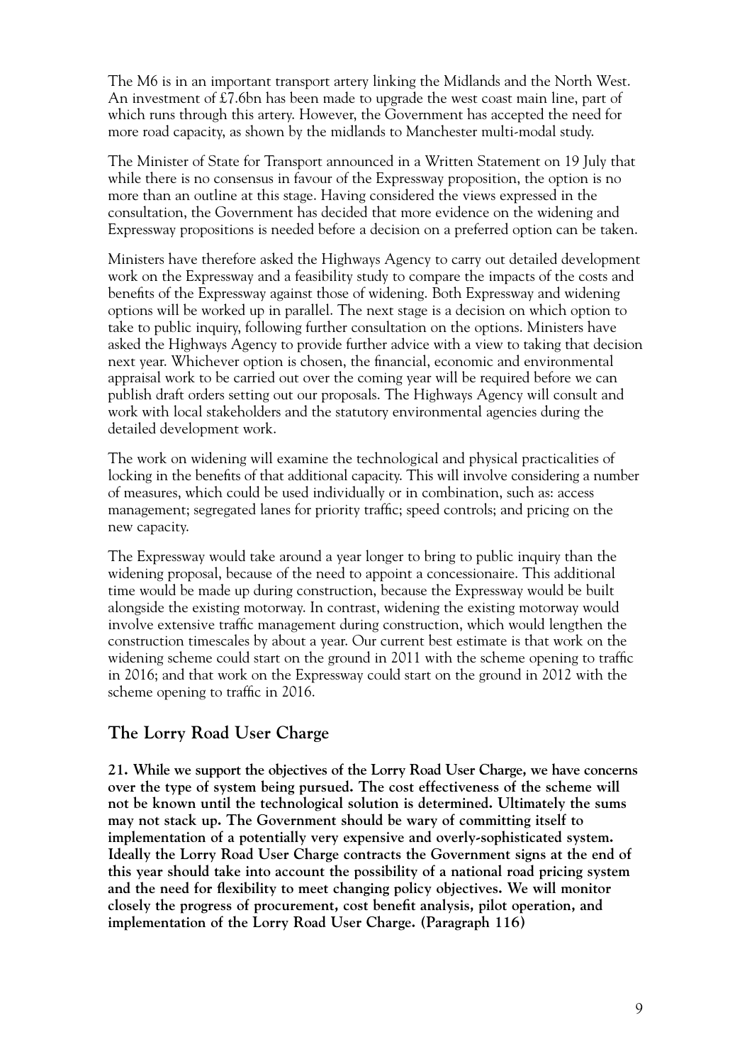The M6 is in an important transport artery linking the Midlands and the North West. An investment of £7.6bn has been made to upgrade the west coast main line, part of which runs through this artery. However, the Government has accepted the need for more road capacity, as shown by the midlands to Manchester multi-modal study.

The Minister of State for Transport announced in a Written Statement on 19 July that while there is no consensus in favour of the Expressway proposition, the option is no more than an outline at this stage. Having considered the views expressed in the consultation, the Government has decided that more evidence on the widening and Expressway propositions is needed before a decision on a preferred option can be taken.

Ministers have therefore asked the Highways Agency to carry out detailed development work on the Expressway and a feasibility study to compare the impacts of the costs and benefits of the Expressway against those of widening. Both Expressway and widening options will be worked up in parallel. The next stage is a decision on which option to take to public inquiry, following further consultation on the options. Ministers have asked the Highways Agency to provide further advice with a view to taking that decision next year. Whichever option is chosen, the financial, economic and environmental appraisal work to be carried out over the coming year will be required before we can publish draft orders setting out our proposals. The Highways Agency will consult and work with local stakeholders and the statutory environmental agencies during the detailed development work.

The work on widening will examine the technological and physical practicalities of locking in the benefits of that additional capacity. This will involve considering a number of measures, which could be used individually or in combination, such as: access management; segregated lanes for priority traffic; speed controls; and pricing on the new capacity.

The Expressway would take around a year longer to bring to public inquiry than the widening proposal, because of the need to appoint a concessionaire. This additional time would be made up during construction, because the Expressway would be built alongside the existing motorway. In contrast, widening the existing motorway would involve extensive traffic management during construction, which would lengthen the construction timescales by about a year. Our current best estimate is that work on the widening scheme could start on the ground in 2011 with the scheme opening to traffic in 2016; and that work on the Expressway could start on the ground in 2012 with the scheme opening to traffic in 2016.

## The Lorry Road User Charge

**21. While we support the objectives of the Lorry Road User Charge, we have concerns over the type of system being pursued. The cost effectiveness of the scheme will not be known until the technological solution is determined. Ultimately the sums may not stack up. The Government should be wary of committing itself to implementation of a potentially very expensive and overly-sophisticated system. Ideally the Lorry Road User Charge contracts the Government signs at the end of this year should take into account the possibility of a national road pricing system and the need for flexibility to meet changing policy objectives. We will monitor closely the progress of procurement, cost benefit analysis, pilot operation, and implementation of the Lorry Road User Charge. (Paragraph 116)**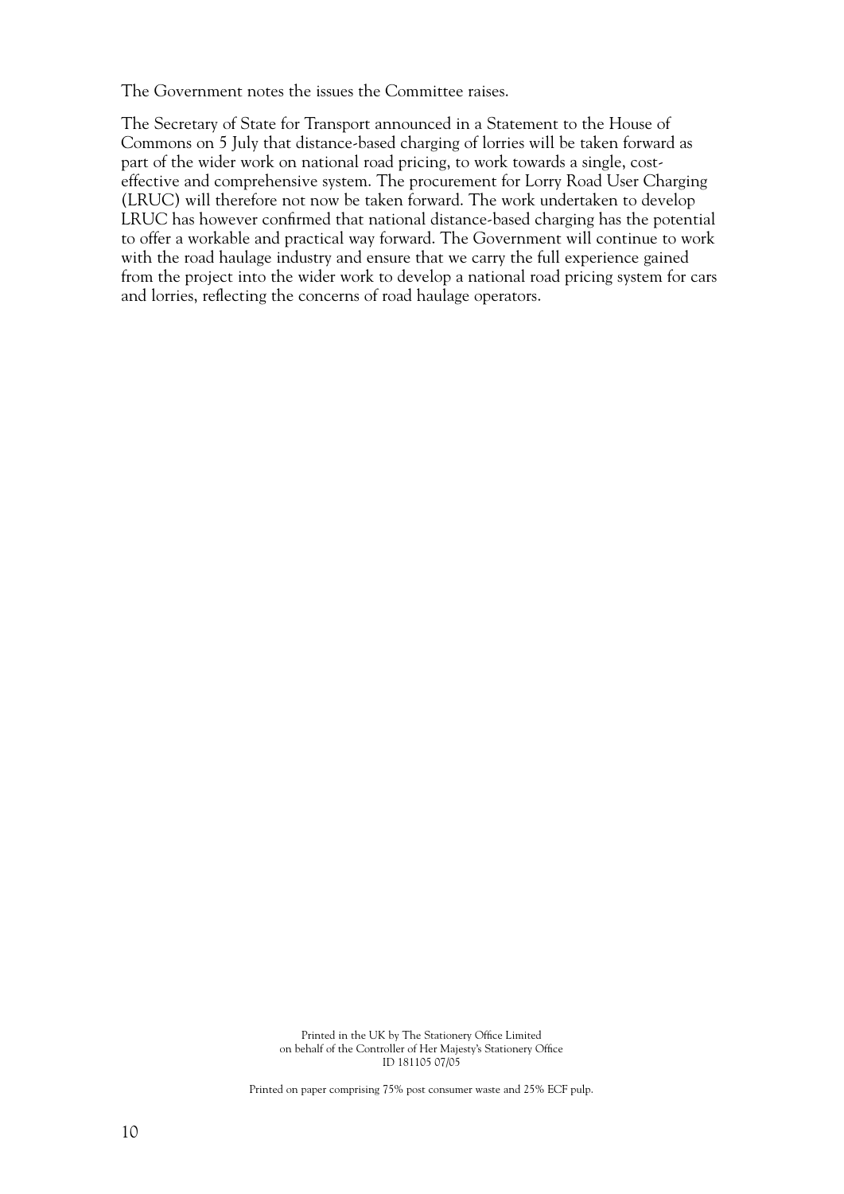The Government notes the issues the Committee raises.

The Secretary of State for Transport announced in a Statement to the House of Commons on 5 July that distance-based charging of lorries will be taken forward as part of the wider work on national road pricing, to work towards a single, cost-effective and comprehensive system. The procurement for Lorry Road User Charging (LRUC) will therefore not now be taken forward. The work undertaken to develop LRUC has however confirmed that national distance-based charging has the potential to offer a workable and practical way forward. The Government will continue to work with the road haulage industry and ensure that we carry the full experience gained from the project into the wider work to develop a national road pricing system for cars and lorries, reflecting the concerns of road haulage operators.

Printed in the UK by The Stationery Office Limited
on behalf of the Controller of Her Majesty's Stationery Office
ID 181105 07/05

Printed on paper comprising 75% post consumer waste and 25% ECF pulp.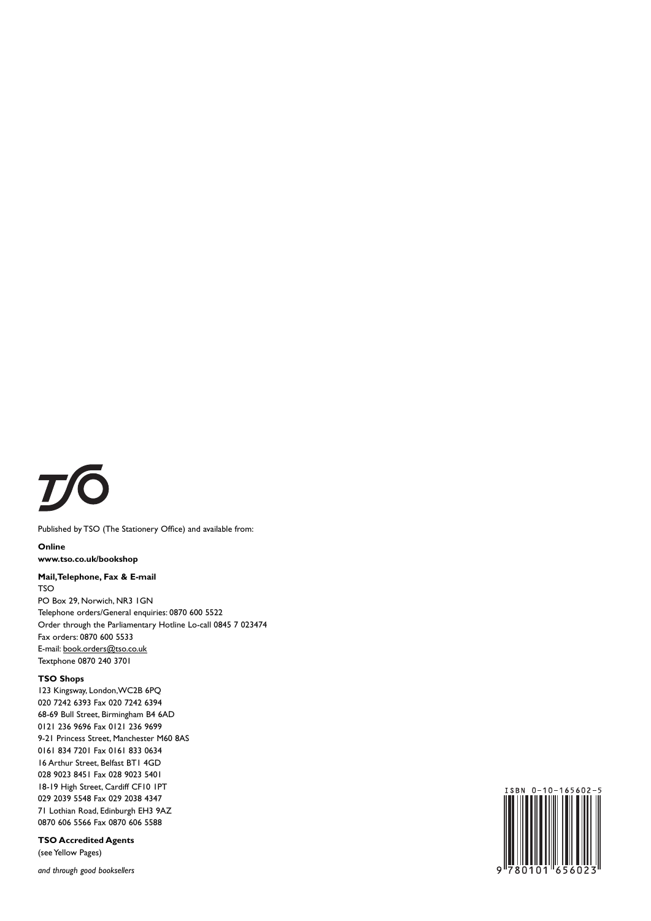Published by TSO (The Stationery Office) and available from:

**Online**
**www.tso.co.uk/bookshop**

**Mail, Telephone, Fax & E-mail**
TSO
PO Box 29, Norwich, NR3 1GN
Telephone orders/General enquiries: 0870 600 5522
Order through the Parliamentary Hotline Lo-call 0845 7 023474
Fax orders: 0870 600 5533
E-mail: book.orders@tso.co.uk
Textphone 0870 240 3701

**TSO Shops**
123 Kingsway, London, WC2B 6PQ
020 7242 6393 Fax 020 7242 6394
68-69 Bull Street, Birmingham B4 6AD
0121 236 9696 Fax 0121 236 9699
9-21 Princess Street, Manchester M60 8AS
0161 834 7201 Fax 0161 833 0634
16 Arthur Street, Belfast BT1 4GD
028 9023 8451 Fax 028 9023 5401
18-19 High Street, Cardiff CF10 1PT
029 2039 5548 Fax 029 2038 4347
71 Lothian Road, Edinburgh EH3 9AZ
0870 606 5566 Fax 0870 606 5588

**TSO Accredited Agents**
(see Yellow Pages)

*and through good booksellers*

ISBN 0-10-165602-5

9 780101 656023